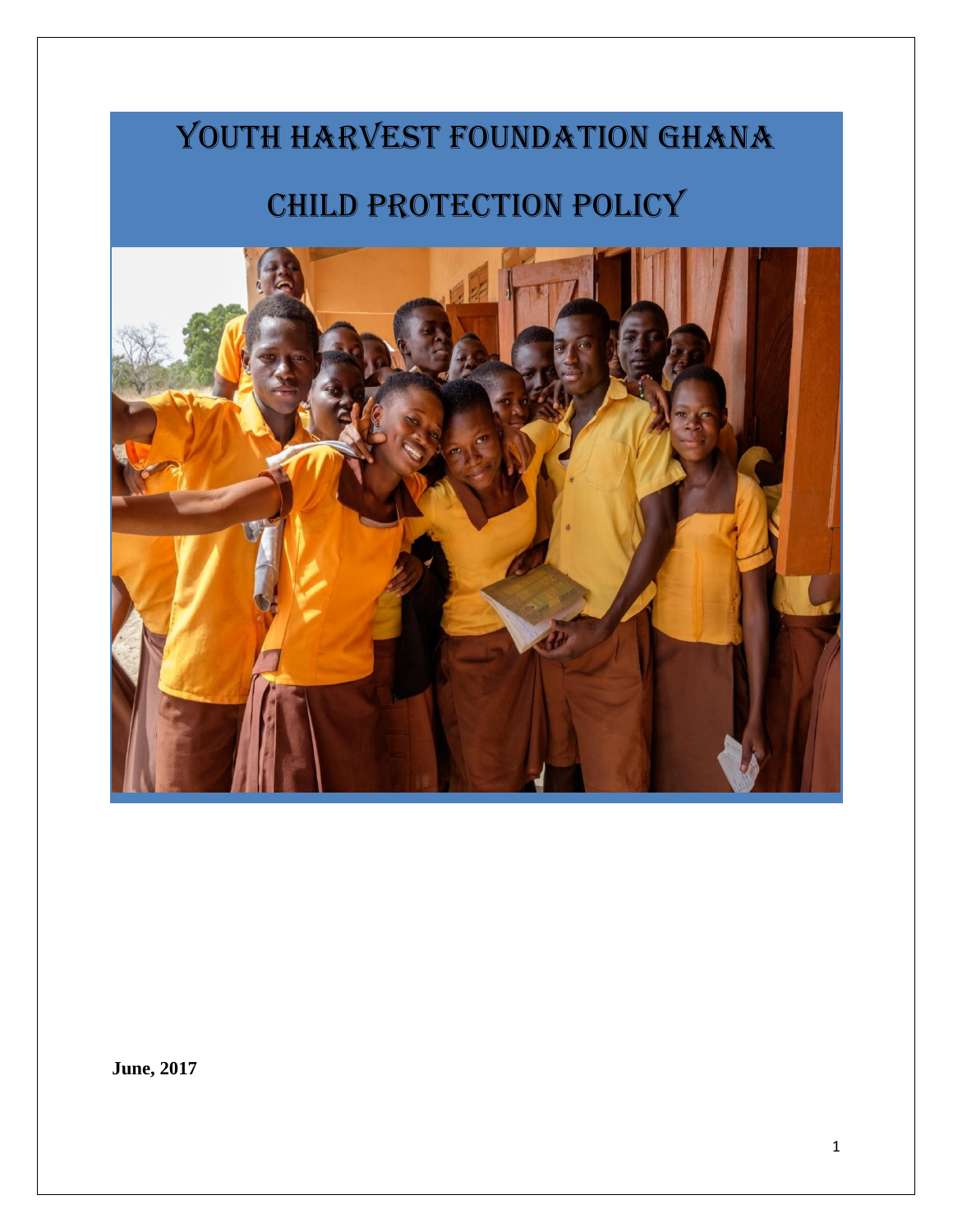# YOUTH HARVEST FOUNDATION GHANA

# CHILD PROTECTION POLICY

**June, 2017**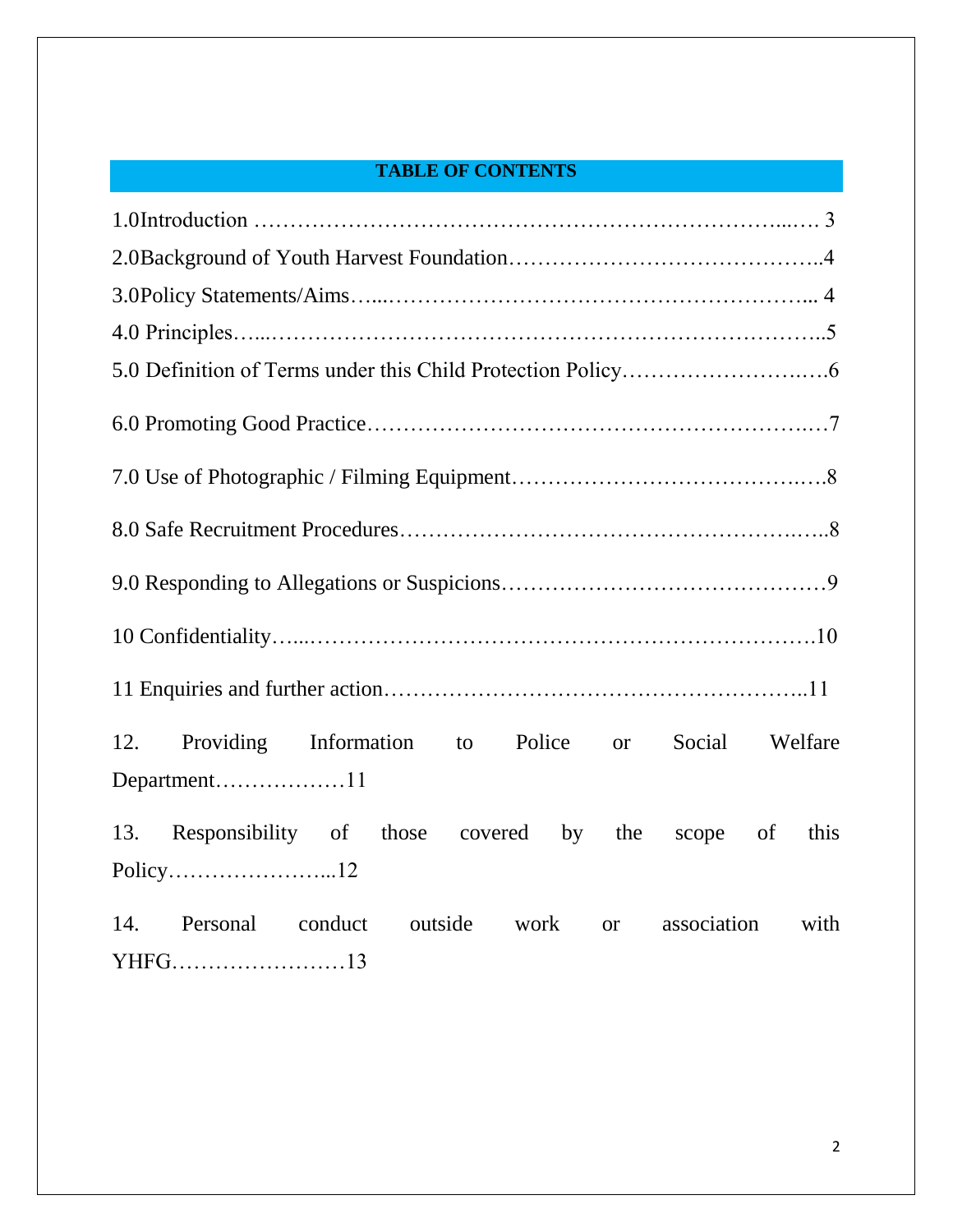## TABLE OF CONTENTS

1.0Introduction ……………………………………………………………..…. 3

2.0Background of Youth Harvest Foundation……………………………………..4

3.0Policy Statements/Aims…...…………………………………………………... 4

4.0 Principles…...…………………………………………………………………..5

5.0 Definition of Terms under this Child Protection Policy…………………….….6

6.0 Promoting Good Practice……………………………………………….……….7

7.0 Use of Photographic / Filming Equipment……………………………….….8

8.0 Safe Recruitment Procedures…………………………………………….…..8

9.0 Responding to Allegations or Suspicions……………………………………9

10 Confidentiality…...……………………………………………………………10

11 Enquiries and further action………………………………………………..11

12. Providing Information to Police or Social Welfare Department………………11

13. Responsibility of those covered by the scope of this Policy…………………...12

14. Personal conduct outside work or association with YHFG……………………13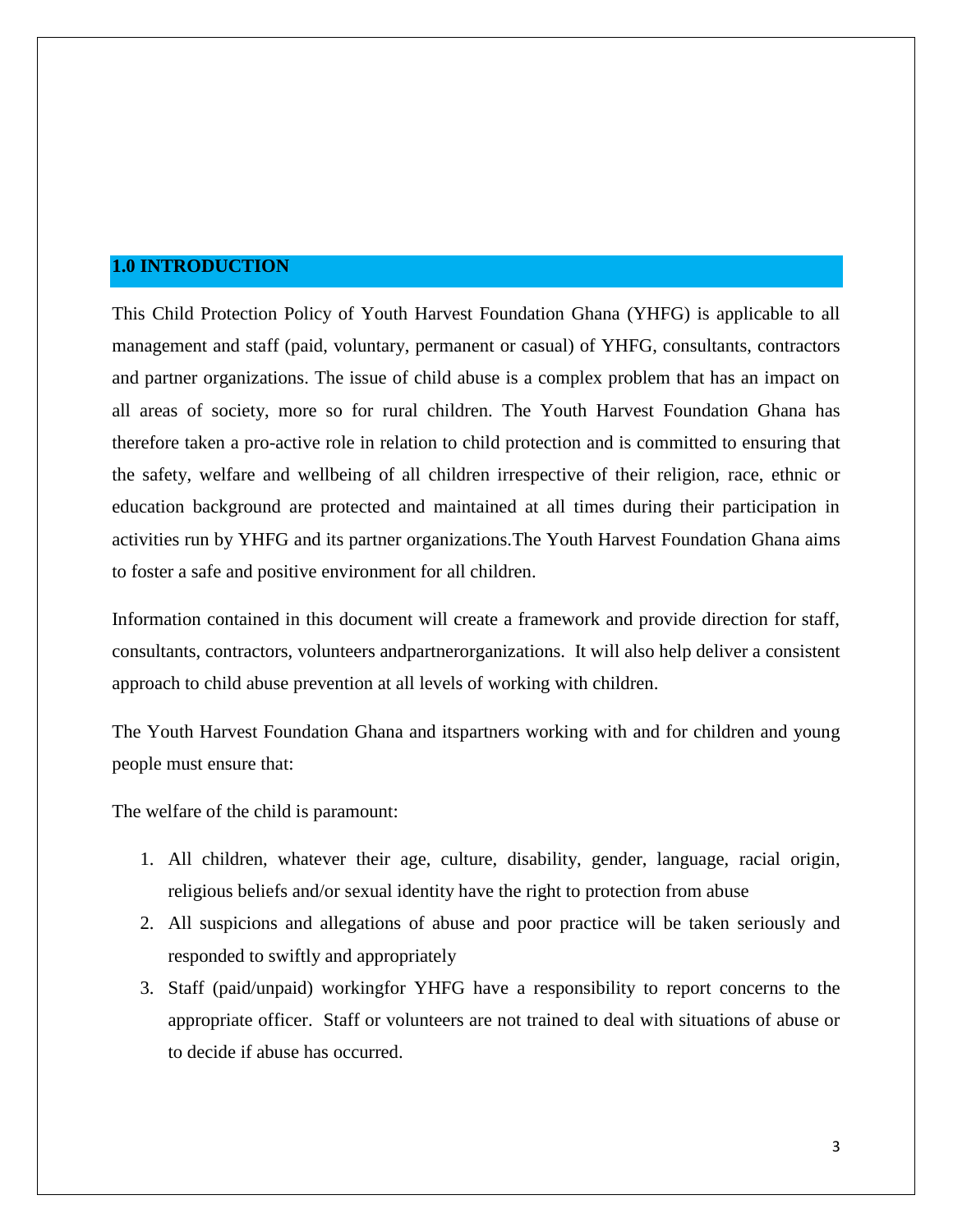## 1.0 INTRODUCTION

This Child Protection Policy of Youth Harvest Foundation Ghana (YHFG) is applicable to all management and staff (paid, voluntary, permanent or casual) of YHFG, consultants, contractors and partner organizations. The issue of child abuse is a complex problem that has an impact on all areas of society, more so for rural children. The Youth Harvest Foundation Ghana has therefore taken a pro-active role in relation to child protection and is committed to ensuring that the safety, welfare and wellbeing of all children irrespective of their religion, race, ethnic or education background are protected and maintained at all times during their participation in activities run by YHFG and its partner organizations.The Youth Harvest Foundation Ghana aims to foster a safe and positive environment for all children.

Information contained in this document will create a framework and provide direction for staff, consultants, contractors, volunteers andpartnerorganizations. It will also help deliver a consistent approach to child abuse prevention at all levels of working with children.

The Youth Harvest Foundation Ghana and itspartners working with and for children and young people must ensure that:

The welfare of the child is paramount:

1. All children, whatever their age, culture, disability, gender, language, racial origin, religious beliefs and/or sexual identity have the right to protection from abuse
2. All suspicions and allegations of abuse and poor practice will be taken seriously and responded to swiftly and appropriately
3. Staff (paid/unpaid) workingfor YHFG have a responsibility to report concerns to the appropriate officer. Staff or volunteers are not trained to deal with situations of abuse or to decide if abuse has occurred.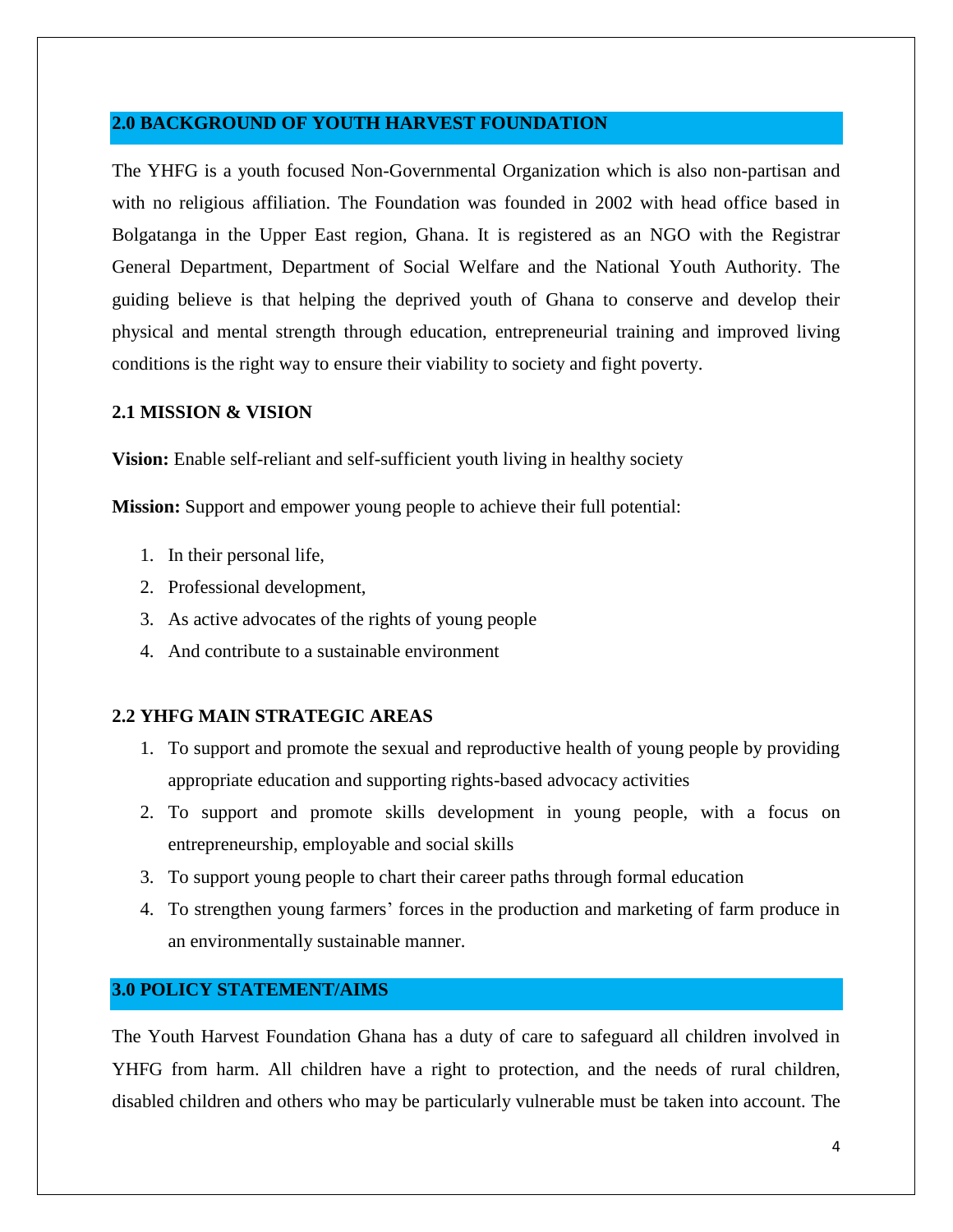## 2.0 BACKGROUND OF YOUTH HARVEST FOUNDATION

The YHFG is a youth focused Non-Governmental Organization which is also non-partisan and with no religious affiliation. The Foundation was founded in 2002 with head office based in Bolgatanga in the Upper East region, Ghana. It is registered as an NGO with the Registrar General Department, Department of Social Welfare and the National Youth Authority. The guiding believe is that helping the deprived youth of Ghana to conserve and develop their physical and mental strength through education, entrepreneurial training and improved living conditions is the right way to ensure their viability to society and fight poverty.

### 2.1 MISSION & VISION

**Vision:** Enable self-reliant and self-sufficient youth living in healthy society

**Mission:** Support and empower young people to achieve their full potential:

1. In their personal life,
2. Professional development,
3. As active advocates of the rights of young people
4. And contribute to a sustainable environment

### 2.2 YHFG MAIN STRATEGIC AREAS

1. To support and promote the sexual and reproductive health of young people by providing appropriate education and supporting rights-based advocacy activities
2. To support and promote skills development in young people, with a focus on entrepreneurship, employable and social skills
3. To support young people to chart their career paths through formal education
4. To strengthen young farmers' forces in the production and marketing of farm produce in an environmentally sustainable manner.

## 3.0 POLICY STATEMENT/AIMS

The Youth Harvest Foundation Ghana has a duty of care to safeguard all children involved in YHFG from harm. All children have a right to protection, and the needs of rural children, disabled children and others who may be particularly vulnerable must be taken into account. The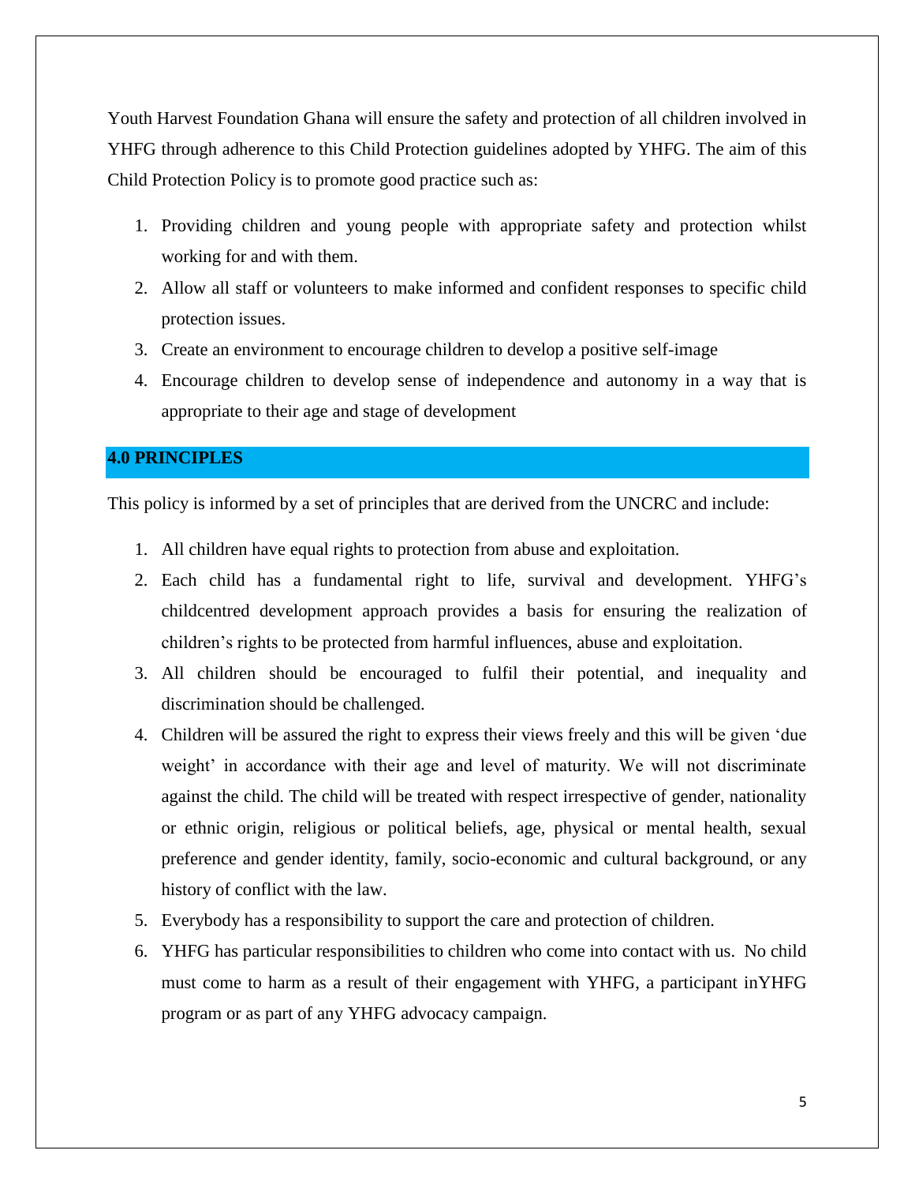Youth Harvest Foundation Ghana will ensure the safety and protection of all children involved in YHFG through adherence to this Child Protection guidelines adopted by YHFG. The aim of this Child Protection Policy is to promote good practice such as:

1. Providing children and young people with appropriate safety and protection whilst working for and with them.
2. Allow all staff or volunteers to make informed and confident responses to specific child protection issues.
3. Create an environment to encourage children to develop a positive self-image
4. Encourage children to develop sense of independence and autonomy in a way that is appropriate to their age and stage of development

## 4.0 PRINCIPLES

This policy is informed by a set of principles that are derived from the UNCRC and include:

1. All children have equal rights to protection from abuse and exploitation.
2. Each child has a fundamental right to life, survival and development. YHFG's childcentred development approach provides a basis for ensuring the realization of children's rights to be protected from harmful influences, abuse and exploitation.
3. All children should be encouraged to fulfil their potential, and inequality and discrimination should be challenged.
4. Children will be assured the right to express their views freely and this will be given 'due weight' in accordance with their age and level of maturity. We will not discriminate against the child. The child will be treated with respect irrespective of gender, nationality or ethnic origin, religious or political beliefs, age, physical or mental health, sexual preference and gender identity, family, socio-economic and cultural background, or any history of conflict with the law.
5. Everybody has a responsibility to support the care and protection of children.
6. YHFG has particular responsibilities to children who come into contact with us. No child must come to harm as a result of their engagement with YHFG, a participant inYHFG program or as part of any YHFG advocacy campaign.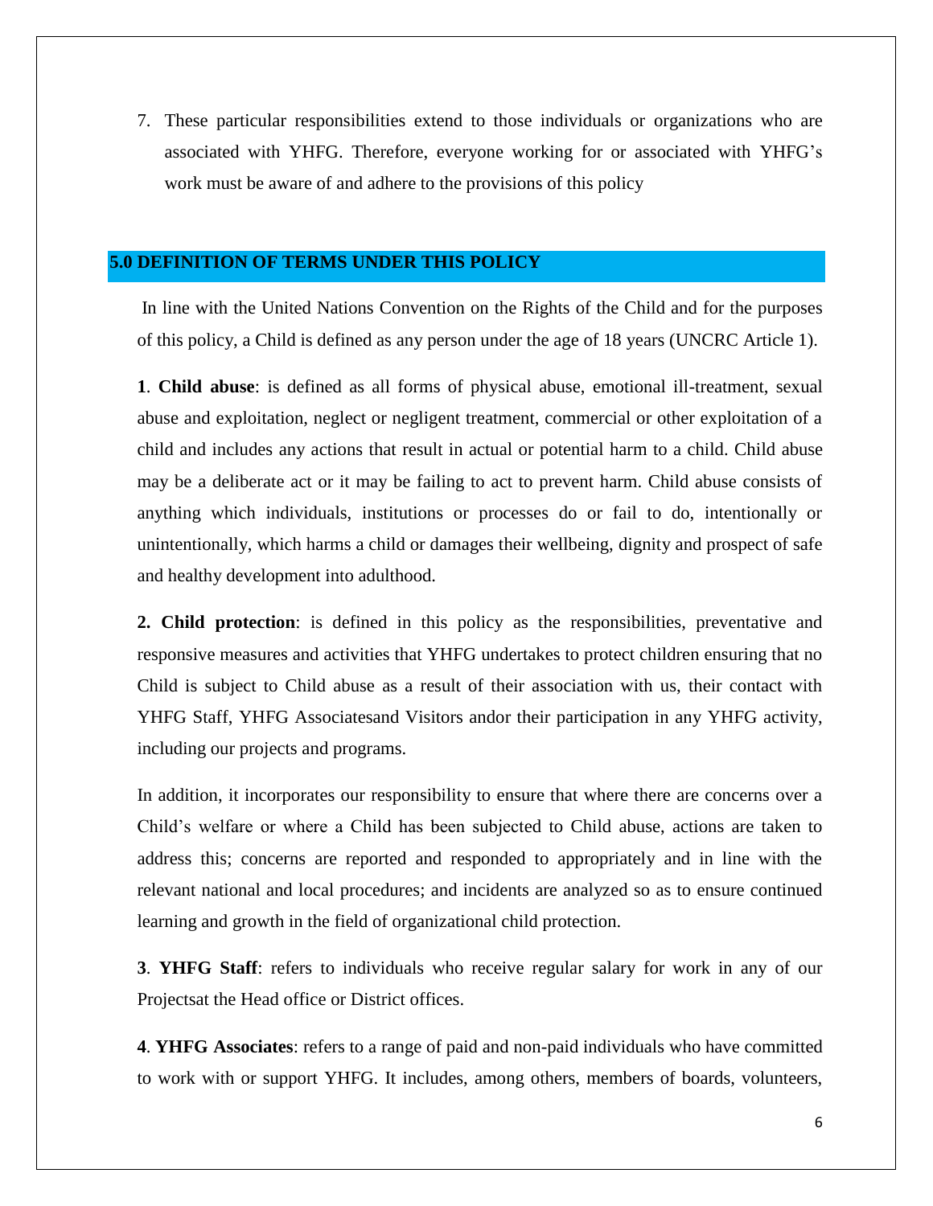7. These particular responsibilities extend to those individuals or organizations who are associated with YHFG. Therefore, everyone working for or associated with YHFG's work must be aware of and adhere to the provisions of this policy

## 5.0 DEFINITION OF TERMS UNDER THIS POLICY

In line with the United Nations Convention on the Rights of the Child and for the purposes of this policy, a Child is defined as any person under the age of 18 years (UNCRC Article 1).

**1**. **Child abuse**: is defined as all forms of physical abuse, emotional ill-treatment, sexual abuse and exploitation, neglect or negligent treatment, commercial or other exploitation of a child and includes any actions that result in actual or potential harm to a child. Child abuse may be a deliberate act or it may be failing to act to prevent harm. Child abuse consists of anything which individuals, institutions or processes do or fail to do, intentionally or unintentionally, which harms a child or damages their wellbeing, dignity and prospect of safe and healthy development into adulthood.

**2. Child protection**: is defined in this policy as the responsibilities, preventative and responsive measures and activities that YHFG undertakes to protect children ensuring that no Child is subject to Child abuse as a result of their association with us, their contact with YHFG Staff, YHFG Associatesand Visitors andor their participation in any YHFG activity, including our projects and programs.

In addition, it incorporates our responsibility to ensure that where there are concerns over a Child's welfare or where a Child has been subjected to Child abuse, actions are taken to address this; concerns are reported and responded to appropriately and in line with the relevant national and local procedures; and incidents are analyzed so as to ensure continued learning and growth in the field of organizational child protection.

**3**. **YHFG Staff**: refers to individuals who receive regular salary for work in any of our Projectsat the Head office or District offices.

**4**. **YHFG Associates**: refers to a range of paid and non-paid individuals who have committed to work with or support YHFG. It includes, among others, members of boards, volunteers,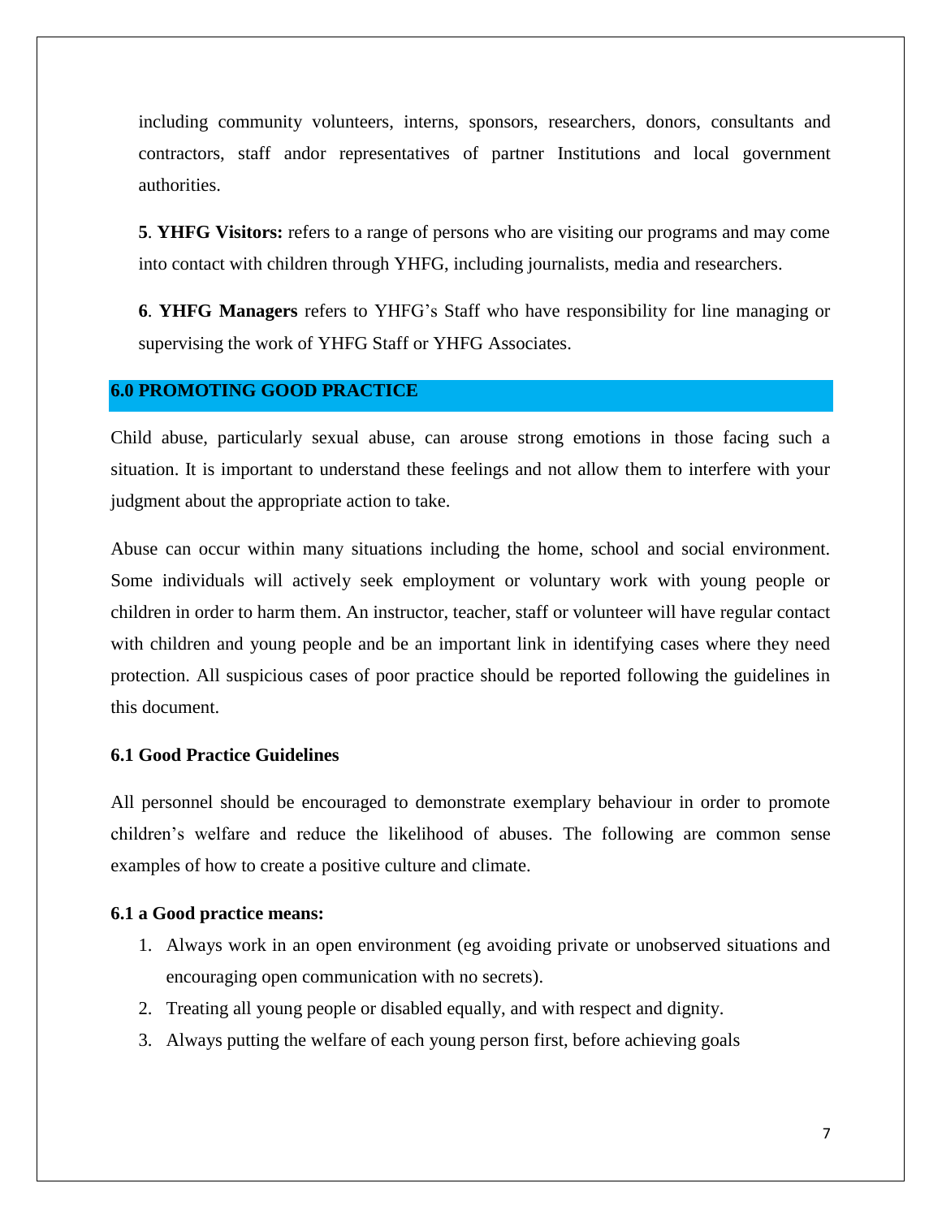including community volunteers, interns, sponsors, researchers, donors, consultants and contractors, staff andor representatives of partner Institutions and local government authorities.

**5**. **YHFG Visitors:** refers to a range of persons who are visiting our programs and may come into contact with children through YHFG, including journalists, media and researchers.

**6**. **YHFG Managers** refers to YHFG's Staff who have responsibility for line managing or supervising the work of YHFG Staff or YHFG Associates.

## 6.0 PROMOTING GOOD PRACTICE

Child abuse, particularly sexual abuse, can arouse strong emotions in those facing such a situation. It is important to understand these feelings and not allow them to interfere with your judgment about the appropriate action to take.

Abuse can occur within many situations including the home, school and social environment. Some individuals will actively seek employment or voluntary work with young people or children in order to harm them. An instructor, teacher, staff or volunteer will have regular contact with children and young people and be an important link in identifying cases where they need protection. All suspicious cases of poor practice should be reported following the guidelines in this document.

### 6.1 Good Practice Guidelines

All personnel should be encouraged to demonstrate exemplary behaviour in order to promote children's welfare and reduce the likelihood of abuses. The following are common sense examples of how to create a positive culture and climate.

**6.1 a Good practice means:**

1. Always work in an open environment (eg avoiding private or unobserved situations and encouraging open communication with no secrets).
2. Treating all young people or disabled equally, and with respect and dignity.
3. Always putting the welfare of each young person first, before achieving goals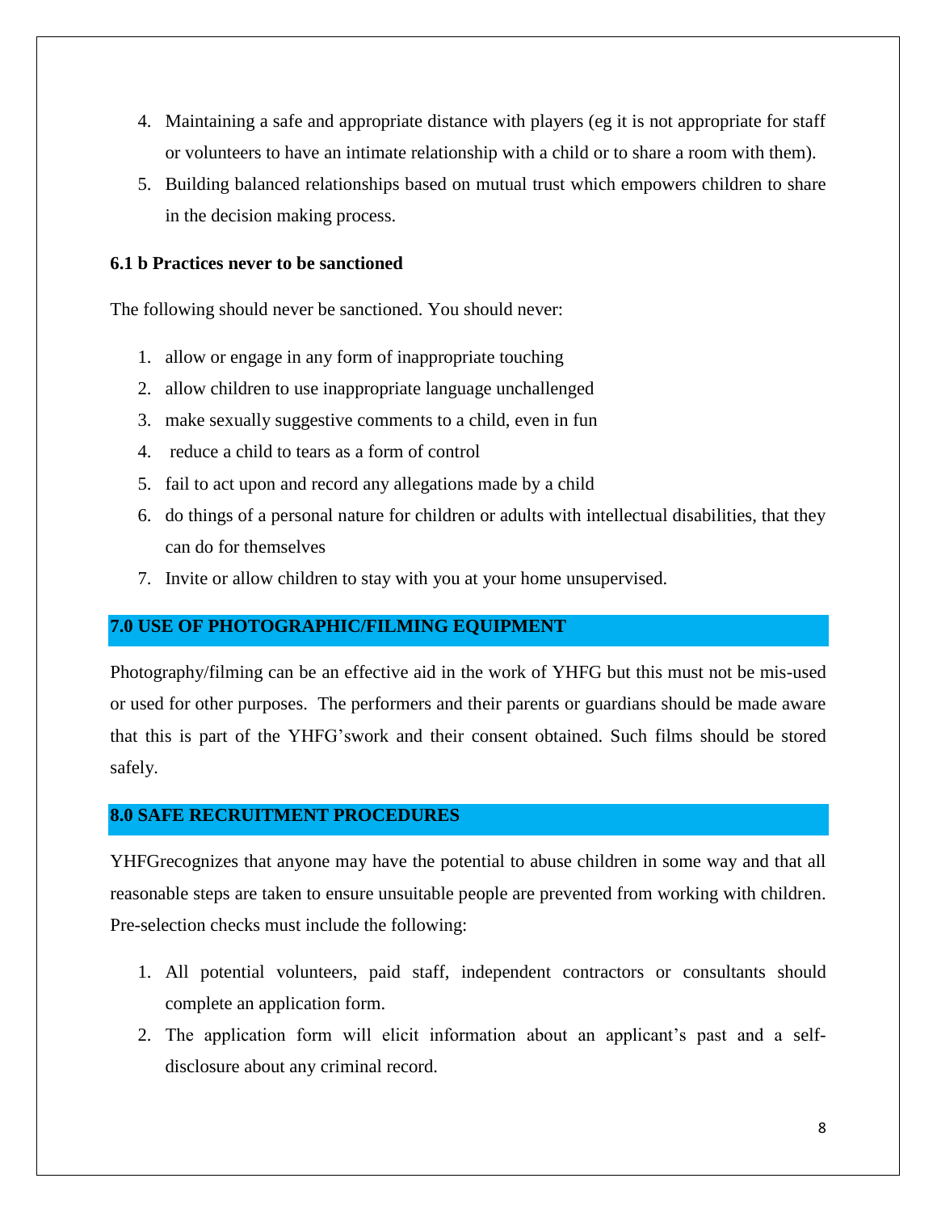4. Maintaining a safe and appropriate distance with players (eg it is not appropriate for staff or volunteers to have an intimate relationship with a child or to share a room with them).
5. Building balanced relationships based on mutual trust which empowers children to share in the decision making process.

### 6.1 b Practices never to be sanctioned

The following should never be sanctioned. You should never:

1. allow or engage in any form of inappropriate touching
2. allow children to use inappropriate language unchallenged
3. make sexually suggestive comments to a child, even in fun
4. reduce a child to tears as a form of control
5. fail to act upon and record any allegations made by a child
6. do things of a personal nature for children or adults with intellectual disabilities, that they can do for themselves
7. Invite or allow children to stay with you at your home unsupervised.

## 7.0 USE OF PHOTOGRAPHIC/FILMING EQUIPMENT

Photography/filming can be an effective aid in the work of YHFG but this must not be mis-used or used for other purposes. The performers and their parents or guardians should be made aware that this is part of the YHFG'swork and their consent obtained. Such films should be stored safely.

## 8.0 SAFE RECRUITMENT PROCEDURES

YHFGrecognizes that anyone may have the potential to abuse children in some way and that all reasonable steps are taken to ensure unsuitable people are prevented from working with children. Pre-selection checks must include the following:

1. All potential volunteers, paid staff, independent contractors or consultants should complete an application form.
2. The application form will elicit information about an applicant's past and a self-disclosure about any criminal record.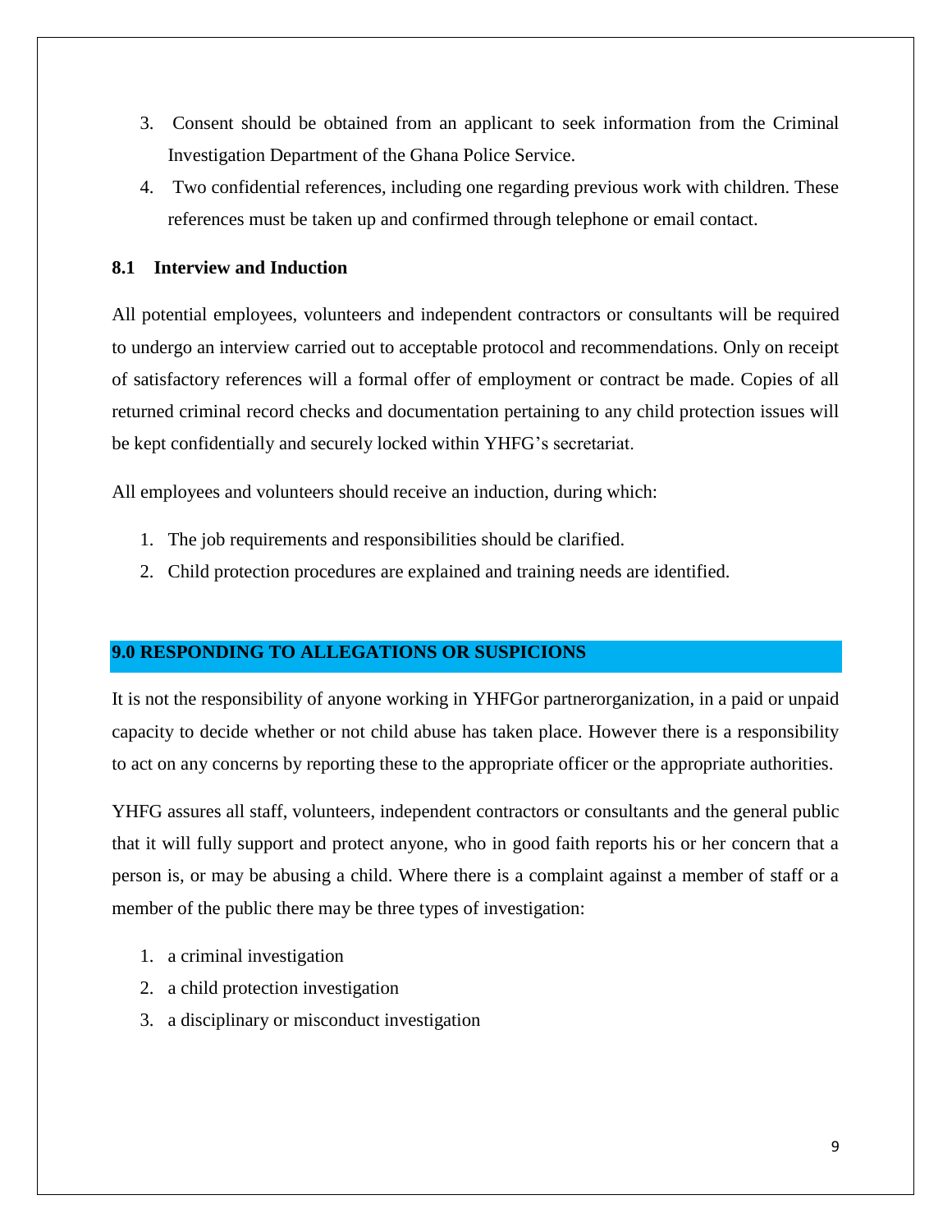3. Consent should be obtained from an applicant to seek information from the Criminal Investigation Department of the Ghana Police Service.
4. Two confidential references, including one regarding previous work with children. These references must be taken up and confirmed through telephone or email contact.

### 8.1 Interview and Induction

All potential employees, volunteers and independent contractors or consultants will be required to undergo an interview carried out to acceptable protocol and recommendations. Only on receipt of satisfactory references will a formal offer of employment or contract be made. Copies of all returned criminal record checks and documentation pertaining to any child protection issues will be kept confidentially and securely locked within YHFG's secretariat.

All employees and volunteers should receive an induction, during which:

1. The job requirements and responsibilities should be clarified.
2. Child protection procedures are explained and training needs are identified.

## 9.0 RESPONDING TO ALLEGATIONS OR SUSPICIONS

It is not the responsibility of anyone working in YHFGor partnerorganization, in a paid or unpaid capacity to decide whether or not child abuse has taken place. However there is a responsibility to act on any concerns by reporting these to the appropriate officer or the appropriate authorities.

YHFG assures all staff, volunteers, independent contractors or consultants and the general public that it will fully support and protect anyone, who in good faith reports his or her concern that a person is, or may be abusing a child. Where there is a complaint against a member of staff or a member of the public there may be three types of investigation:

1. a criminal investigation
2. a child protection investigation
3. a disciplinary or misconduct investigation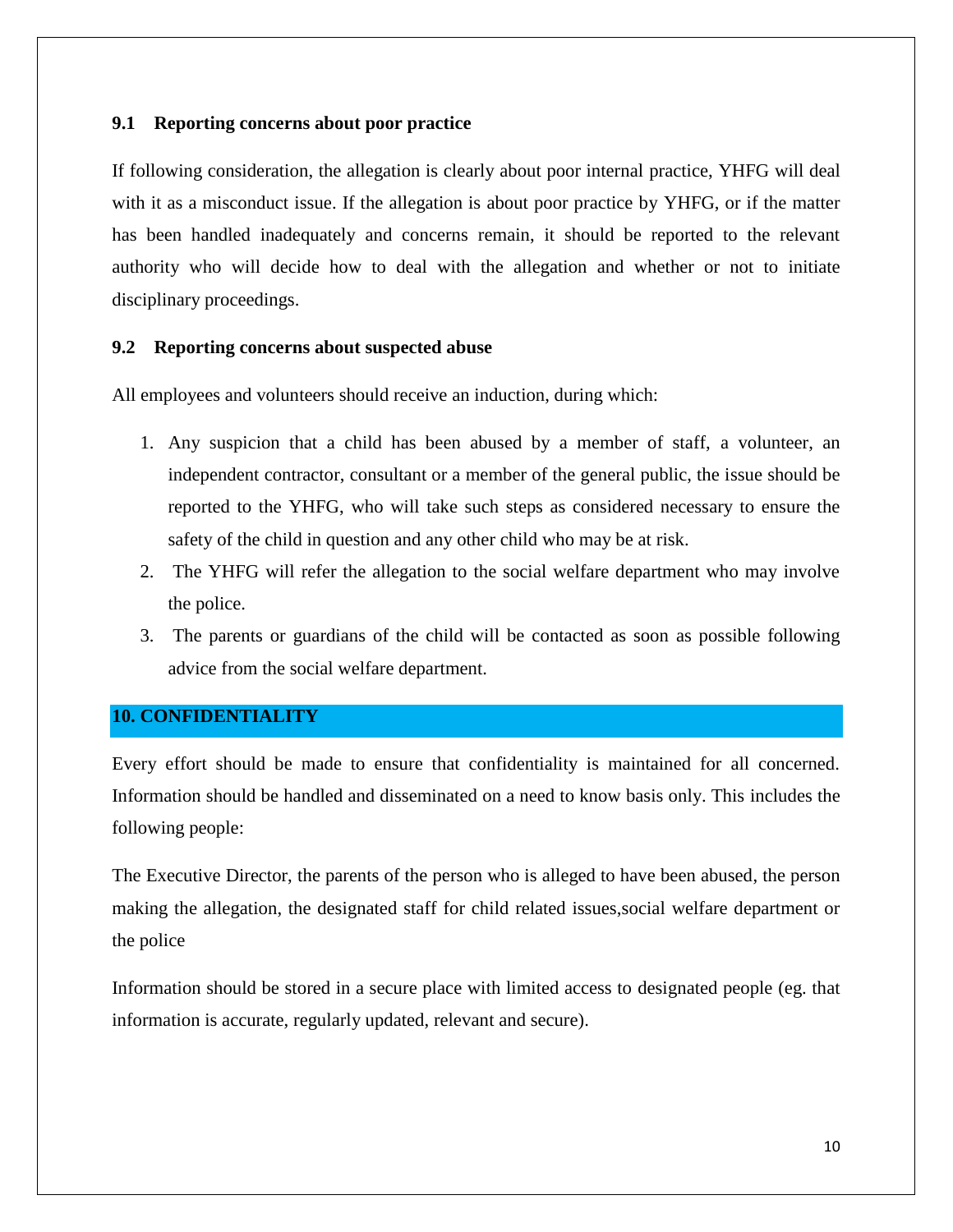### 9.1 Reporting concerns about poor practice

If following consideration, the allegation is clearly about poor internal practice, YHFG will deal with it as a misconduct issue. If the allegation is about poor practice by YHFG, or if the matter has been handled inadequately and concerns remain, it should be reported to the relevant authority who will decide how to deal with the allegation and whether or not to initiate disciplinary proceedings.

### 9.2 Reporting concerns about suspected abuse

All employees and volunteers should receive an induction, during which:

1. Any suspicion that a child has been abused by a member of staff, a volunteer, an independent contractor, consultant or a member of the general public, the issue should be reported to the YHFG, who will take such steps as considered necessary to ensure the safety of the child in question and any other child who may be at risk.
2. The YHFG will refer the allegation to the social welfare department who may involve the police.
3. The parents or guardians of the child will be contacted as soon as possible following advice from the social welfare department.

## 10. CONFIDENTIALITY

Every effort should be made to ensure that confidentiality is maintained for all concerned. Information should be handled and disseminated on a need to know basis only. This includes the following people:

The Executive Director, the parents of the person who is alleged to have been abused, the person making the allegation, the designated staff for child related issues,social welfare department or the police

Information should be stored in a secure place with limited access to designated people (eg. that information is accurate, regularly updated, relevant and secure).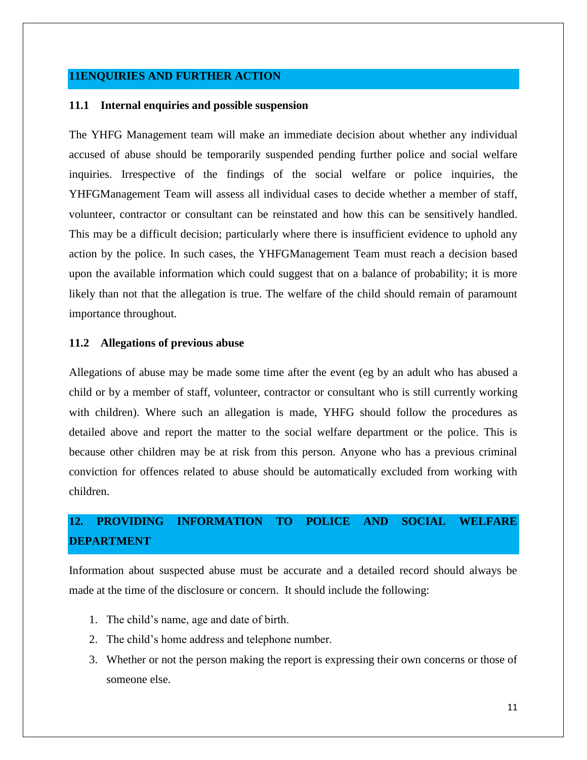## 11ENQUIRIES AND FURTHER ACTION

### 11.1 Internal enquiries and possible suspension

The YHFG Management team will make an immediate decision about whether any individual accused of abuse should be temporarily suspended pending further police and social welfare inquiries. Irrespective of the findings of the social welfare or police inquiries, the YHFGManagement Team will assess all individual cases to decide whether a member of staff, volunteer, contractor or consultant can be reinstated and how this can be sensitively handled. This may be a difficult decision; particularly where there is insufficient evidence to uphold any action by the police. In such cases, the YHFGManagement Team must reach a decision based upon the available information which could suggest that on a balance of probability; it is more likely than not that the allegation is true. The welfare of the child should remain of paramount importance throughout.

### 11.2 Allegations of previous abuse

Allegations of abuse may be made some time after the event (eg by an adult who has abused a child or by a member of staff, volunteer, contractor or consultant who is still currently working with children). Where such an allegation is made, YHFG should follow the procedures as detailed above and report the matter to the social welfare department or the police. This is because other children may be at risk from this person. Anyone who has a previous criminal conviction for offences related to abuse should be automatically excluded from working with children.

## 12. PROVIDING INFORMATION TO POLICE AND SOCIAL WELFARE DEPARTMENT

Information about suspected abuse must be accurate and a detailed record should always be made at the time of the disclosure or concern. It should include the following:

1. The child's name, age and date of birth.
2. The child's home address and telephone number.
3. Whether or not the person making the report is expressing their own concerns or those of someone else.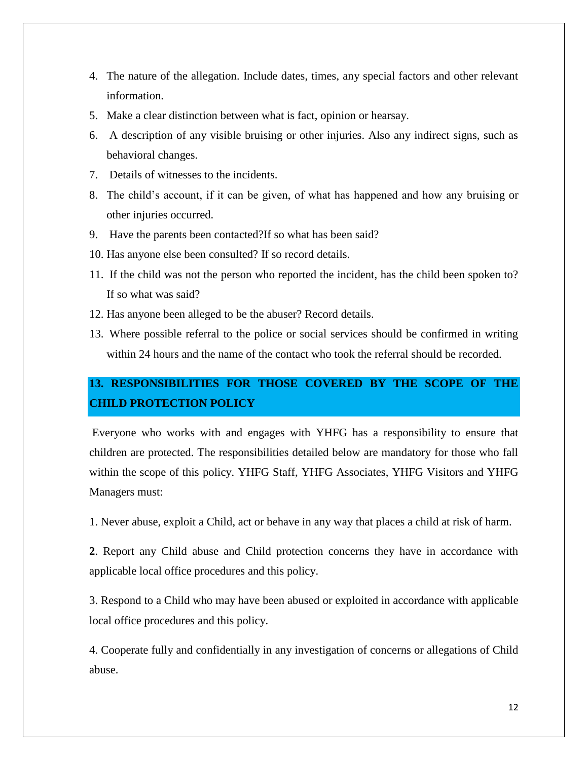4. The nature of the allegation. Include dates, times, any special factors and other relevant information.
5. Make a clear distinction between what is fact, opinion or hearsay.
6. A description of any visible bruising or other injuries. Also any indirect signs, such as behavioral changes.
7. Details of witnesses to the incidents.
8. The child's account, if it can be given, of what has happened and how any bruising or other injuries occurred.
9. Have the parents been contacted?If so what has been said?
10. Has anyone else been consulted? If so record details.
11. If the child was not the person who reported the incident, has the child been spoken to? If so what was said?
12. Has anyone been alleged to be the abuser? Record details.
13. Where possible referral to the police or social services should be confirmed in writing within 24 hours and the name of the contact who took the referral should be recorded.

## 13. RESPONSIBILITIES FOR THOSE COVERED BY THE SCOPE OF THE CHILD PROTECTION POLICY

Everyone who works with and engages with YHFG has a responsibility to ensure that children are protected. The responsibilities detailed below are mandatory for those who fall within the scope of this policy. YHFG Staff, YHFG Associates, YHFG Visitors and YHFG Managers must:

1. Never abuse, exploit a Child, act or behave in any way that places a child at risk of harm.

**2**. Report any Child abuse and Child protection concerns they have in accordance with applicable local office procedures and this policy.

3. Respond to a Child who may have been abused or exploited in accordance with applicable local office procedures and this policy.

4. Cooperate fully and confidentially in any investigation of concerns or allegations of Child abuse.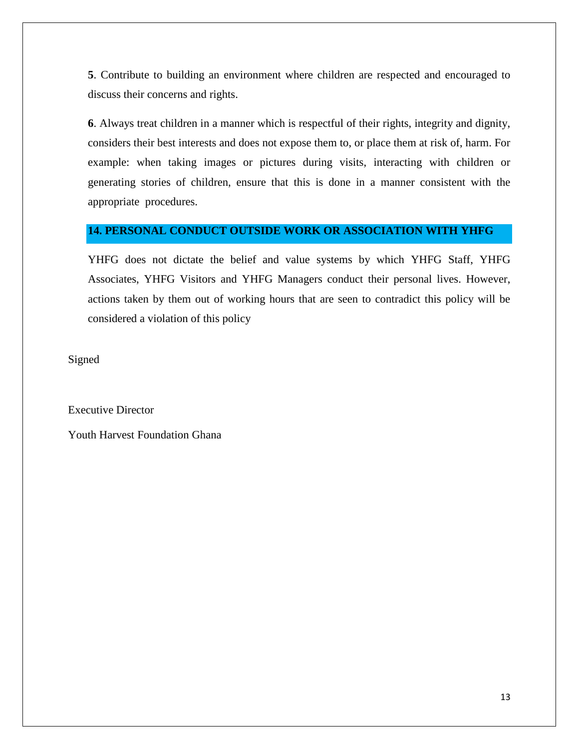**5**. Contribute to building an environment where children are respected and encouraged to discuss their concerns and rights.

**6**. Always treat children in a manner which is respectful of their rights, integrity and dignity, considers their best interests and does not expose them to, or place them at risk of, harm. For example: when taking images or pictures during visits, interacting with children or generating stories of children, ensure that this is done in a manner consistent with the appropriate procedures.

## 14. PERSONAL CONDUCT OUTSIDE WORK OR ASSOCIATION WITH YHFG

YHFG does not dictate the belief and value systems by which YHFG Staff, YHFG Associates, YHFG Visitors and YHFG Managers conduct their personal lives. However, actions taken by them out of working hours that are seen to contradict this policy will be considered a violation of this policy

Signed

Executive Director

Youth Harvest Foundation Ghana